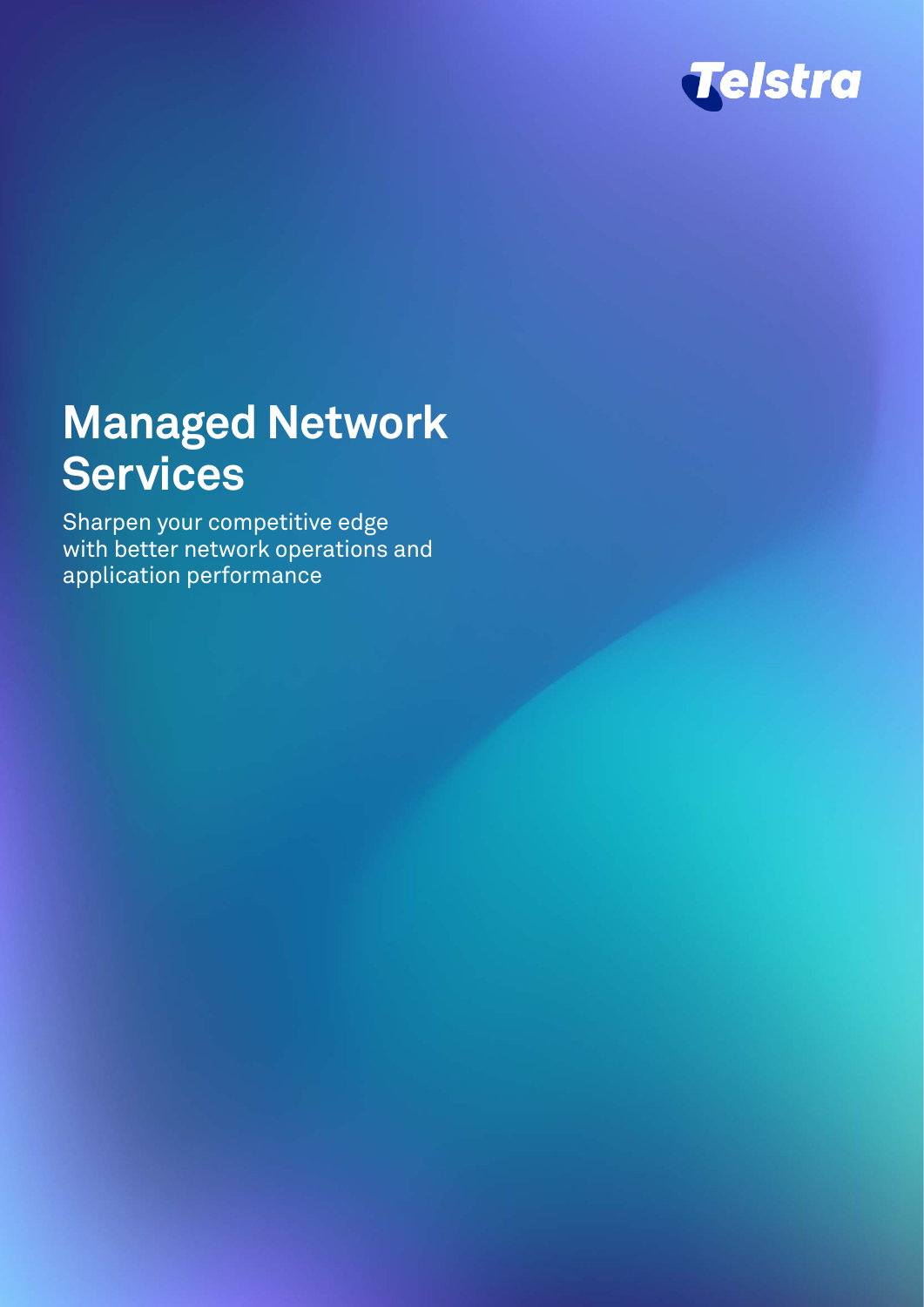Telstra

# Managed Network Services

Sharpen your competitive edge with better network operations and application performance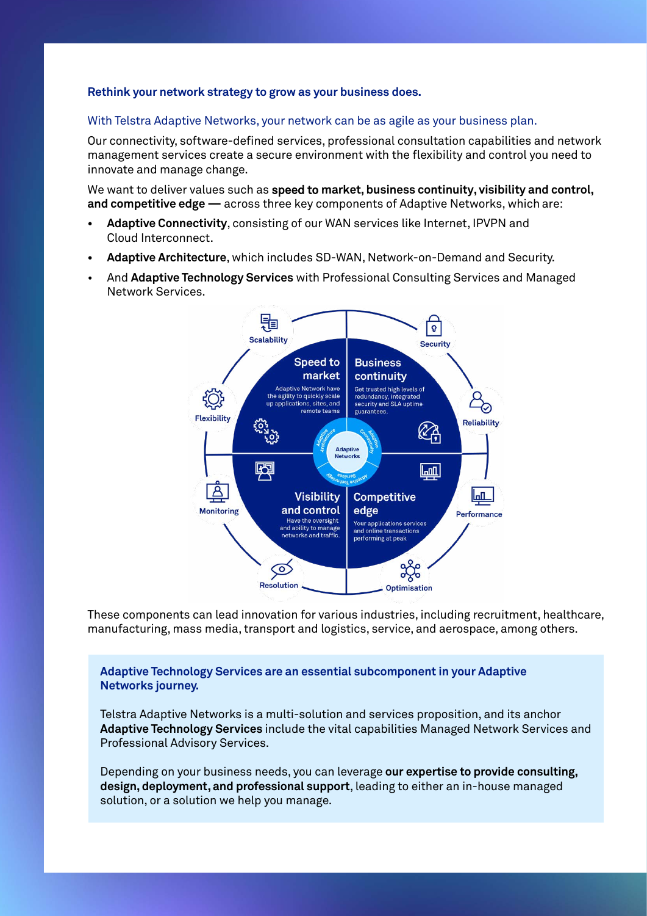**Rethink your network strategy to grow as your business does.**

With Telstra Adaptive Networks, your network can be as agile as your business plan.

Our connectivity, software-defined services, professional consultation capabilities and network management services create a secure environment with the flexibility and control you need to innovate and manage change.

We want to deliver values such as **speed to market, business continuity, visibility and control, and competitive edge —** across three key components of Adaptive Networks, which are:

- **Adaptive Connectivity**, consisting of our WAN services like Internet, IPVPN and Cloud Interconnect.
- **Adaptive Architecture**, which includes SD-WAN, Network-on-Demand and Security.
- And **Adaptive Technology Services** with Professional Consulting Services and Managed Network Services.

Scalability | Security | Flexibility | Reliability | Monitoring | Performance | Resolution | Optimisation

**Speed to market**
Adaptive Network have the agility to quickly scale up applications, sites, and remote teams

**Business continuity**
Get trusted high levels of redundancy, integrated security and SLA uptime guarantees.

**Visibility and control**
Have the oversight and ability to manage networks and traffic.

**Competitive edge**
Your applications services and online transactions performing at peak

Adaptive Networks: Adaptive Architecture, Adaptive Connectivity, Adaptive Technology Services

These components can lead innovation for various industries, including recruitment, healthcare, manufacturing, mass media, transport and logistics, service, and aerospace, among others.

**Adaptive Technology Services are an essential subcomponent in your Adaptive Networks journey.**

Telstra Adaptive Networks is a multi-solution and services proposition, and its anchor **Adaptive Technology Services** include the vital capabilities Managed Network Services and Professional Advisory Services.

Depending on your business needs, you can leverage **our expertise to provide consulting, design, deployment, and professional support**, leading to either an in-house managed solution, or a solution we help you manage.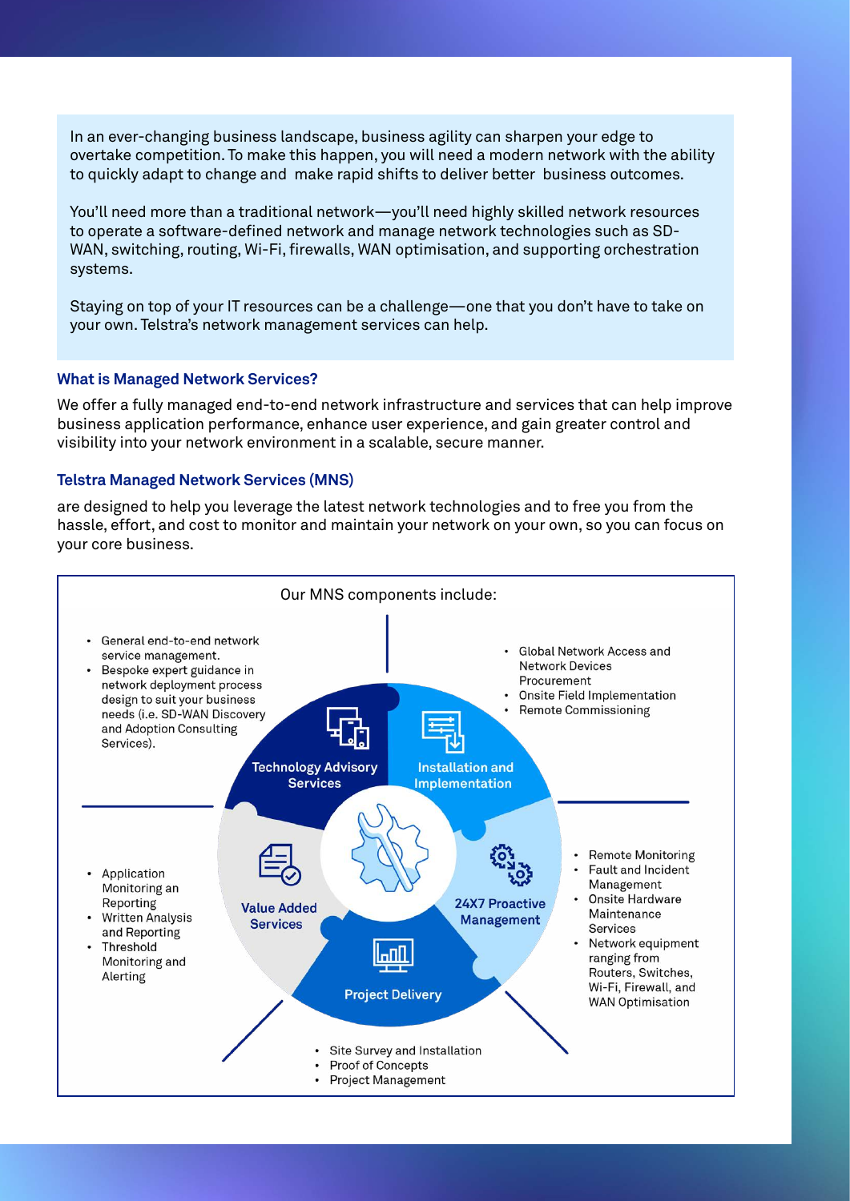In an ever-changing business landscape, business agility can sharpen your edge to overtake competition. To make this happen, you will need a modern network with the ability to quickly adapt to change and make rapid shifts to deliver better business outcomes.

You'll need more than a traditional network—you'll need highly skilled network resources to operate a software-defined network and manage network technologies such as SD-WAN, switching, routing, Wi-Fi, firewalls, WAN optimisation, and supporting orchestration systems.

Staying on top of your IT resources can be a challenge—one that you don't have to take on your own. Telstra's network management services can help.

### What is Managed Network Services?

We offer a fully managed end-to-end network infrastructure and services that can help improve business application performance, enhance user experience, and gain greater control and visibility into your network environment in a scalable, secure manner.

### Telstra Managed Network Services (MNS)

are designed to help you leverage the latest network technologies and to free you from the hassle, effort, and cost to monitor and maintain your network on your own, so you can focus on your core business.

Our MNS components include:

**Technology Advisory Services**

- General end-to-end network service management.
- Bespoke expert guidance in network deployment process design to suit your business needs (i.e. SD-WAN Discovery and Adoption Consulting Services).

**Installation and Implementation**

- Global Network Access and Network Devices Procurement
- Onsite Field Implementation
- Remote Commissioning

**24X7 Proactive Management**

- Remote Monitoring
- Fault and Incident Management
- Onsite Hardware Maintenance Services
- Network equipment ranging from Routers, Switches, Wi-Fi, Firewall, and WAN Optimisation

**Project Delivery**

- Site Survey and Installation
- Proof of Concepts
- Project Management

**Value Added Services**

- Application Monitoring an Reporting
- Written Analysis and Reporting
- Threshold Monitoring and Alerting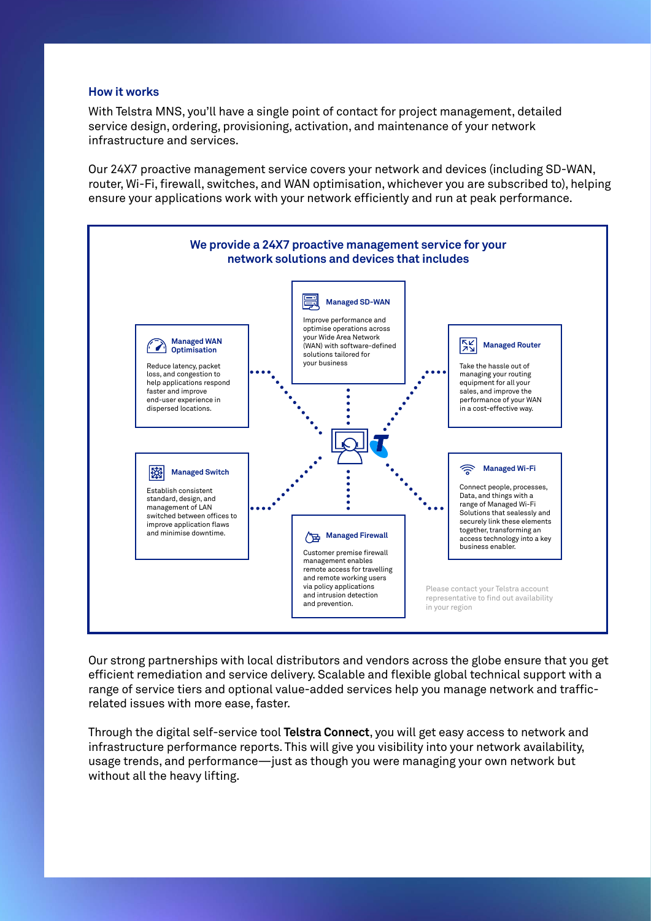### How it works

With Telstra MNS, you'll have a single point of contact for project management, detailed service design, ordering, provisioning, activation, and maintenance of your network infrastructure and services.

Our 24X7 proactive management service covers your network and devices (including SD-WAN, router, Wi-Fi, firewall, switches, and WAN optimisation, whichever you are subscribed to), helping ensure your applications work with your network efficiently and run at peak performance.

**We provide a 24X7 proactive management service for your network solutions and devices that includes**

**Managed SD-WAN**

Improve performance and optimise operations across your Wide Area Network (WAN) with software-defined solutions tailored for your business

**Managed WAN Optimisation**

Reduce latency, packet loss, and congestion to help applications respond faster and improve end-user experience in dispersed locations.

**Managed Router**

Take the hassle out of managing your routing equipment for all your sales, and improve the performance of your WAN in a cost-effective way.

**Managed Switch**

Establish consistent standard, design, and management of LAN switched between offices to improve application flaws and minimise downtime.

**Managed Wi-Fi**

Connect people, processes, Data, and things with a range of Managed Wi-Fi Solutions that sealessly and securely link these elements together, transforming an access technology into a key business enabler.

**Managed Firewall**

Customer premise firewall management enables remote access for travelling and remote working users via policy applications and intrusion detection and prevention.

Please contact your Telstra account representative to find out availability in your region

Our strong partnerships with local distributors and vendors across the globe ensure that you get efficient remediation and service delivery. Scalable and flexible global technical support with a range of service tiers and optional value-added services help you manage network and traffic-related issues with more ease, faster.

Through the digital self-service tool **Telstra Connect**, you will get easy access to network and infrastructure performance reports. This will give you visibility into your network availability, usage trends, and performance—just as though you were managing your own network but without all the heavy lifting.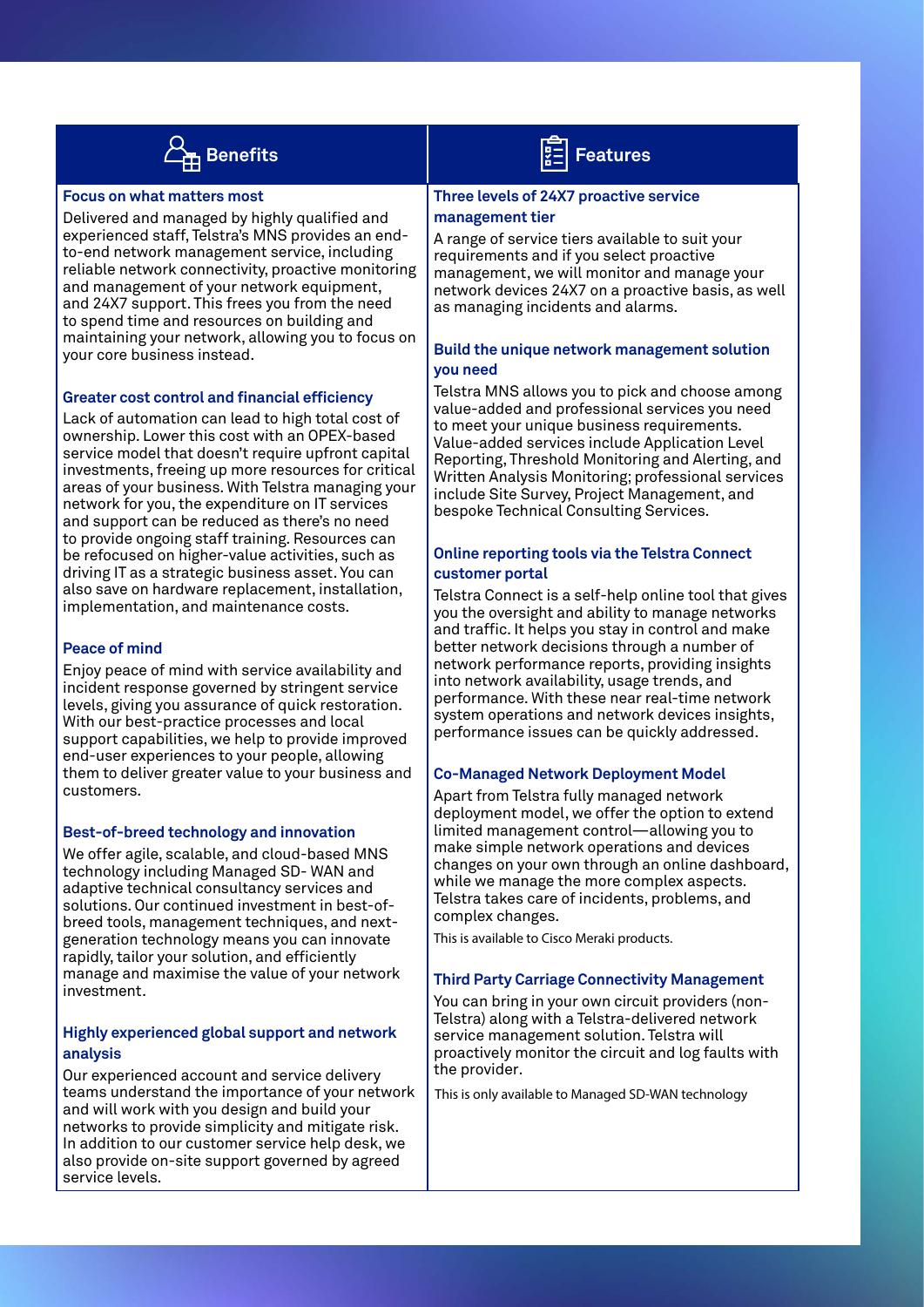## Benefits

### Focus on what matters most

Delivered and managed by highly qualified and experienced staff, Telstra's MNS provides an end-to-end network management service, including reliable network connectivity, proactive monitoring and management of your network equipment, and 24X7 support. This frees you from the need to spend time and resources on building and maintaining your network, allowing you to focus on your core business instead.

### Greater cost control and financial efficiency

Lack of automation can lead to high total cost of ownership. Lower this cost with an OPEX-based service model that doesn't require upfront capital investments, freeing up more resources for critical areas of your business. With Telstra managing your network for you, the expenditure on IT services and support can be reduced as there's no need to provide ongoing staff training. Resources can be refocused on higher-value activities, such as driving IT as a strategic business asset. You can also save on hardware replacement, installation, implementation, and maintenance costs.

### Peace of mind

Enjoy peace of mind with service availability and incident response governed by stringent service levels, giving you assurance of quick restoration. With our best-practice processes and local support capabilities, we help to provide improved end-user experiences to your people, allowing them to deliver greater value to your business and customers.

### Best-of-breed technology and innovation

We offer agile, scalable, and cloud-based MNS technology including Managed SD- WAN and adaptive technical consultancy services and solutions. Our continued investment in best-of-breed tools, management techniques, and next-generation technology means you can innovate rapidly, tailor your solution, and efficiently manage and maximise the value of your network investment.

### Highly experienced global support and network analysis

Our experienced account and service delivery teams understand the importance of your network and will work with you design and build your networks to provide simplicity and mitigate risk. In addition to our customer service help desk, we also provide on-site support governed by agreed service levels.

## Features

### Three levels of 24X7 proactive service management tier

A range of service tiers available to suit your requirements and if you select proactive management, we will monitor and manage your network devices 24X7 on a proactive basis, as well as managing incidents and alarms.

### Build the unique network management solution you need

Telstra MNS allows you to pick and choose among value-added and professional services you need to meet your unique business requirements. Value-added services include Application Level Reporting, Threshold Monitoring and Alerting, and Written Analysis Monitoring; professional services include Site Survey, Project Management, and bespoke Technical Consulting Services.

### Online reporting tools via the Telstra Connect customer portal

Telstra Connect is a self-help online tool that gives you the oversight and ability to manage networks and traffic. It helps you stay in control and make better network decisions through a number of network performance reports, providing insights into network availability, usage trends, and performance. With these near real-time network system operations and network devices insights, performance issues can be quickly addressed.

### Co-Managed Network Deployment Model

Apart from Telstra fully managed network deployment model, we offer the option to extend limited management control—allowing you to make simple network operations and devices changes on your own through an online dashboard, while we manage the more complex aspects. Telstra takes care of incidents, problems, and complex changes.

This is available to Cisco Meraki products.

### Third Party Carriage Connectivity Management

You can bring in your own circuit providers (non-Telstra) along with a Telstra-delivered network service management solution. Telstra will proactively monitor the circuit and log faults with the provider.

This is only available to Managed SD-WAN technology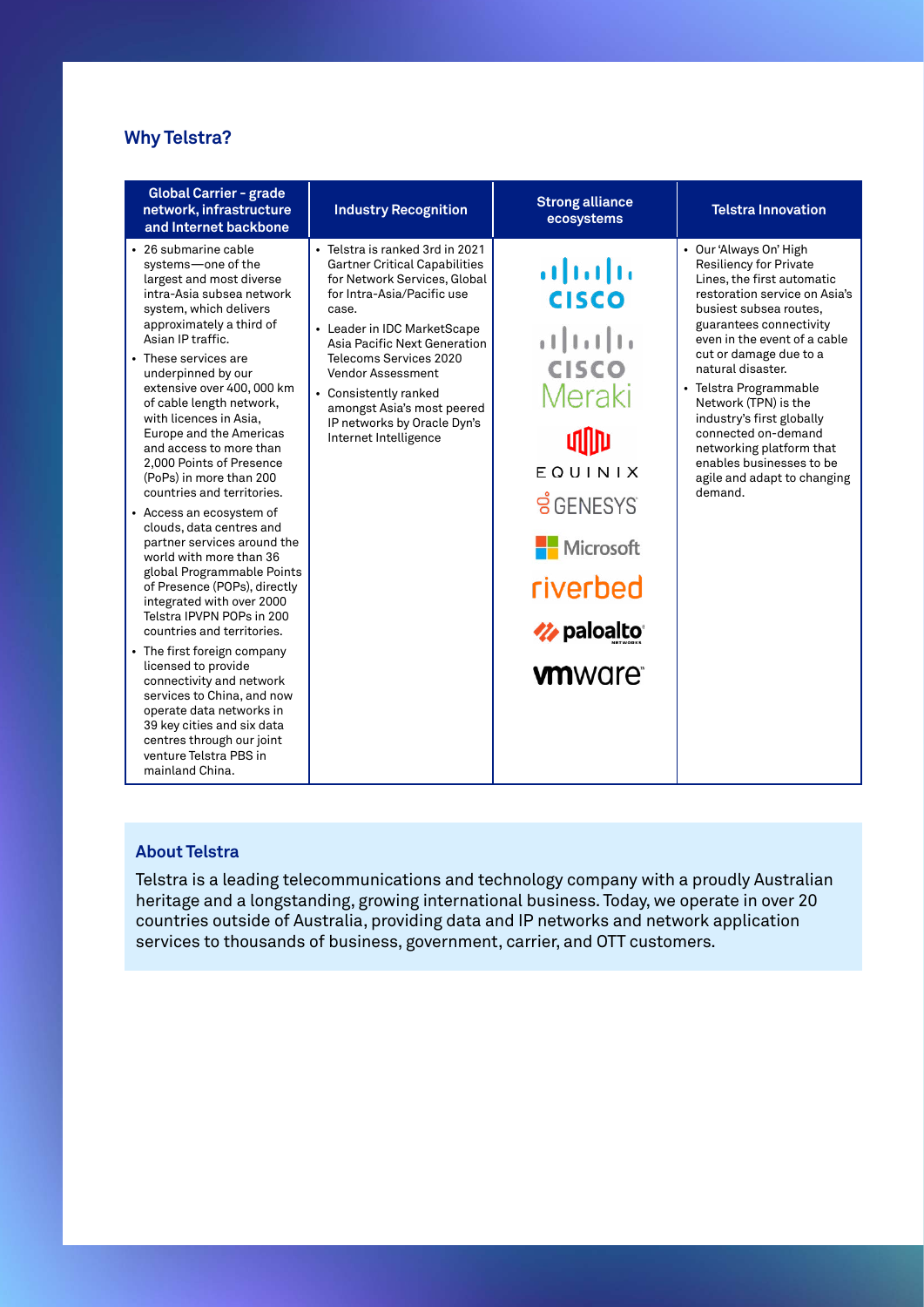## Why Telstra?

| Global Carrier - grade network, infrastructure and Internet backbone | Industry Recognition | Strong alliance ecosystems | Telstra Innovation |
|---|---|---|---|
| • 26 submarine cable systems—one of the largest and most diverse intra-Asia subsea network system, which delivers approximately a third of Asian IP traffic.<br>• These services are underpinned by our extensive over 400, 000 km of cable length network, with licences in Asia, Europe and the Americas and access to more than 2,000 Points of Presence (PoPs) in more than 200 countries and territories.<br>• Access an ecosystem of clouds, data centres and partner services around the world with more than 36 global Programmable Points of Presence (POPs), directly integrated with over 2000 Telstra IPVPN POPs in 200 countries and territories.<br>• The first foreign company licensed to provide connectivity and network services to China, and now operate data networks in 39 key cities and six data centres through our joint venture Telstra PBS in mainland China. | • Telstra is ranked 3rd in 2021 Gartner Critical Capabilities for Network Services, Global for Intra-Asia/Pacific use case.<br>• Leader in IDC MarketScape Asia Pacific Next Generation Telecoms Services 2020 Vendor Assessment<br>• Consistently ranked amongst Asia's most peered IP networks by Oracle Dyn's Internet Intelligence | Cisco<br>Cisco Meraki<br>Huawei<br>Equinix<br>Genesys<br>Microsoft<br>riverbed<br>paloalto networks<br>vmware | • Our 'Always On' High Resiliency for Private Lines, the first automatic restoration service on Asia's busiest subsea routes, guarantees connectivity even in the event of a cable cut or damage due to a natural disaster.<br>• Telstra Programmable Network (TPN) is the industry's first globally connected on-demand networking platform that enables businesses to be agile and adapt to changing demand. |

### About Telstra

Telstra is a leading telecommunications and technology company with a proudly Australian heritage and a longstanding, growing international business. Today, we operate in over 20 countries outside of Australia, providing data and IP networks and network application services to thousands of business, government, carrier, and OTT customers.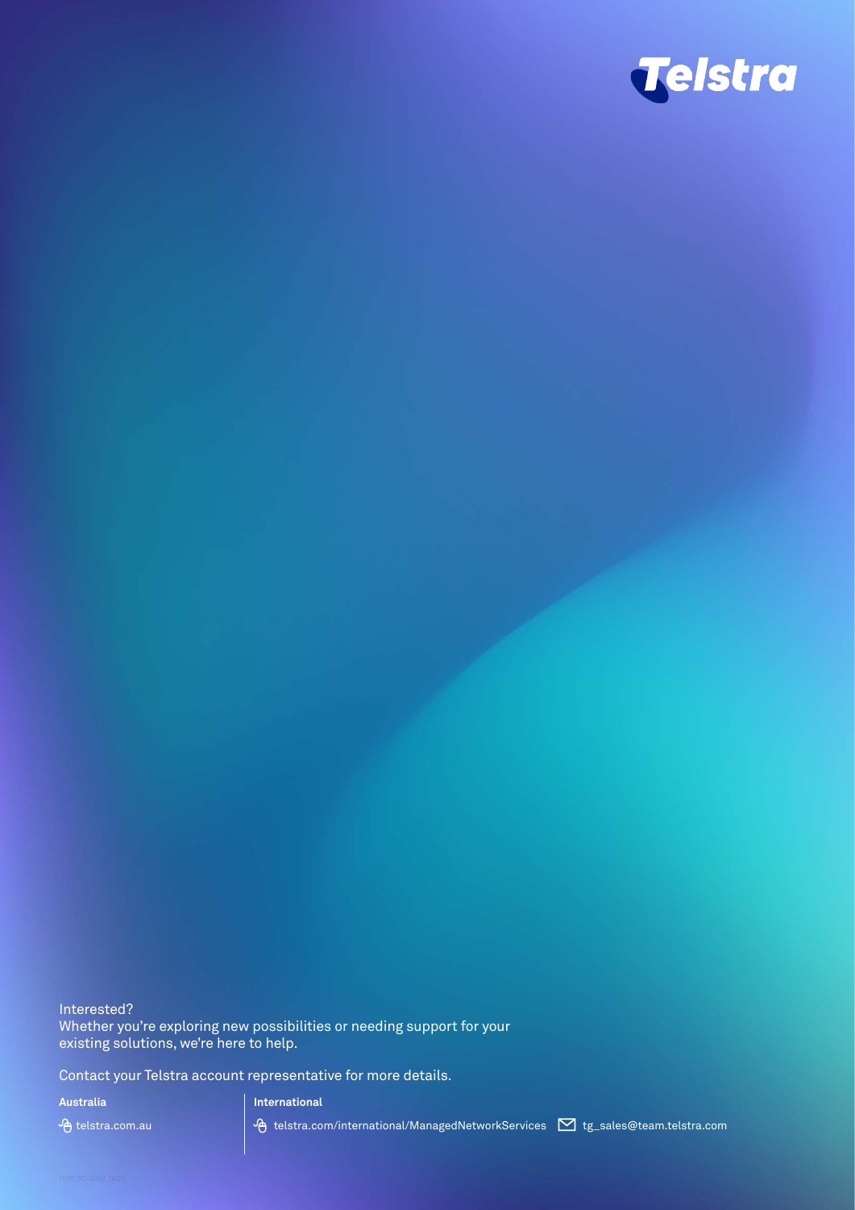Interested?
Whether you're exploring new possibilities or needing support for your existing solutions, we're here to help.

Contact your Telstra account representative for more details.

**Australia**

telstra.com.au

**International**

telstra.com/international/ManagedNetworkServices

tg_sales@team.telstra.com